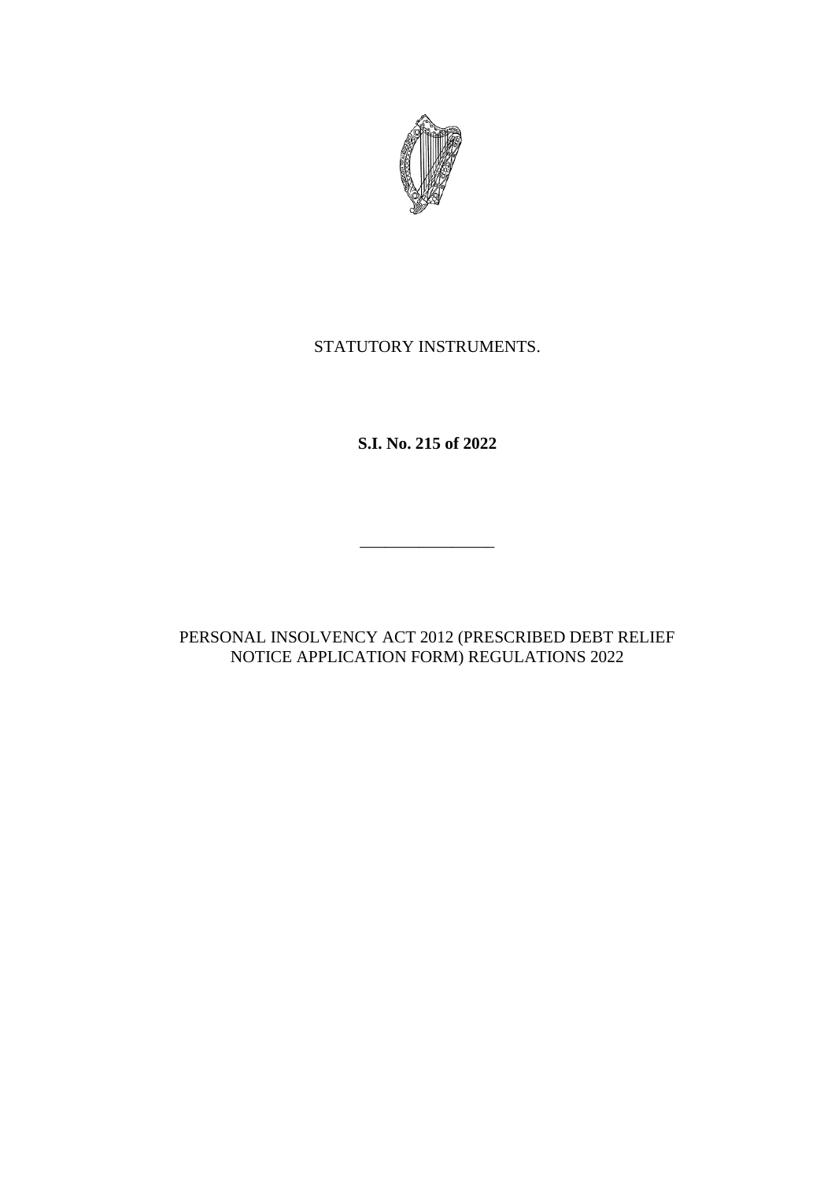STATUTORY INSTRUMENTS.

**S.I. No. 215 of 2022**

________________

PERSONAL INSOLVENCY ACT 2012 (PRESCRIBED DEBT RELIEF NOTICE APPLICATION FORM) REGULATIONS 2022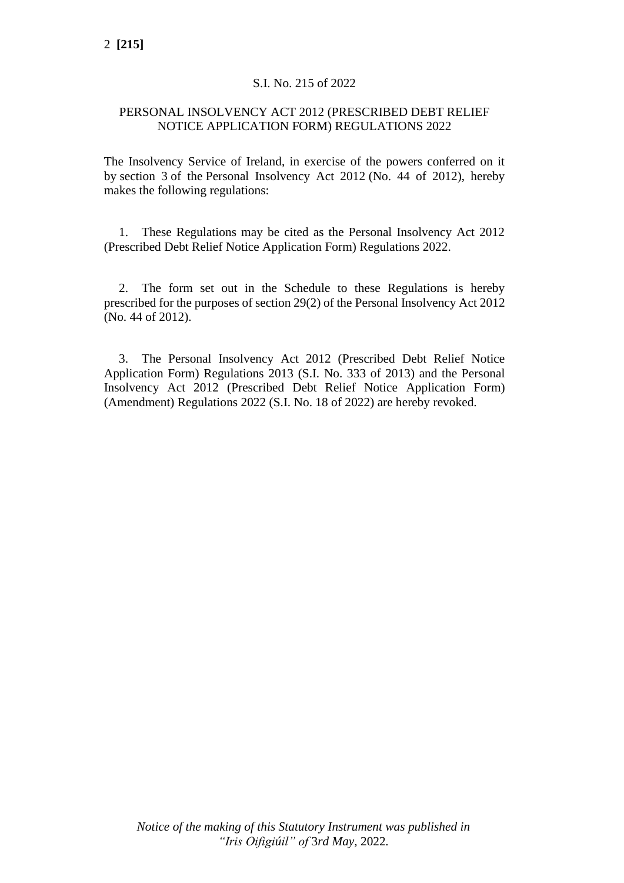S.I. No. 215 of 2022

PERSONAL INSOLVENCY ACT 2012 (PRESCRIBED DEBT RELIEF NOTICE APPLICATION FORM) REGULATIONS 2022

The Insolvency Service of Ireland, in exercise of the powers conferred on it by section 3 of the Personal Insolvency Act 2012 (No. 44 of 2012), hereby makes the following regulations:

1. These Regulations may be cited as the Personal Insolvency Act 2012 (Prescribed Debt Relief Notice Application Form) Regulations 2022.

2. The form set out in the Schedule to these Regulations is hereby prescribed for the purposes of section 29(2) of the Personal Insolvency Act 2012 (No. 44 of 2012).

3. The Personal Insolvency Act 2012 (Prescribed Debt Relief Notice Application Form) Regulations 2013 (S.I. No. 333 of 2013) and the Personal Insolvency Act 2012 (Prescribed Debt Relief Notice Application Form) (Amendment) Regulations 2022 (S.I. No. 18 of 2022) are hereby revoked.

*Notice of the making of this Statutory Instrument was published in "Iris Oifigiúil" of* 3rd *May*, 2022.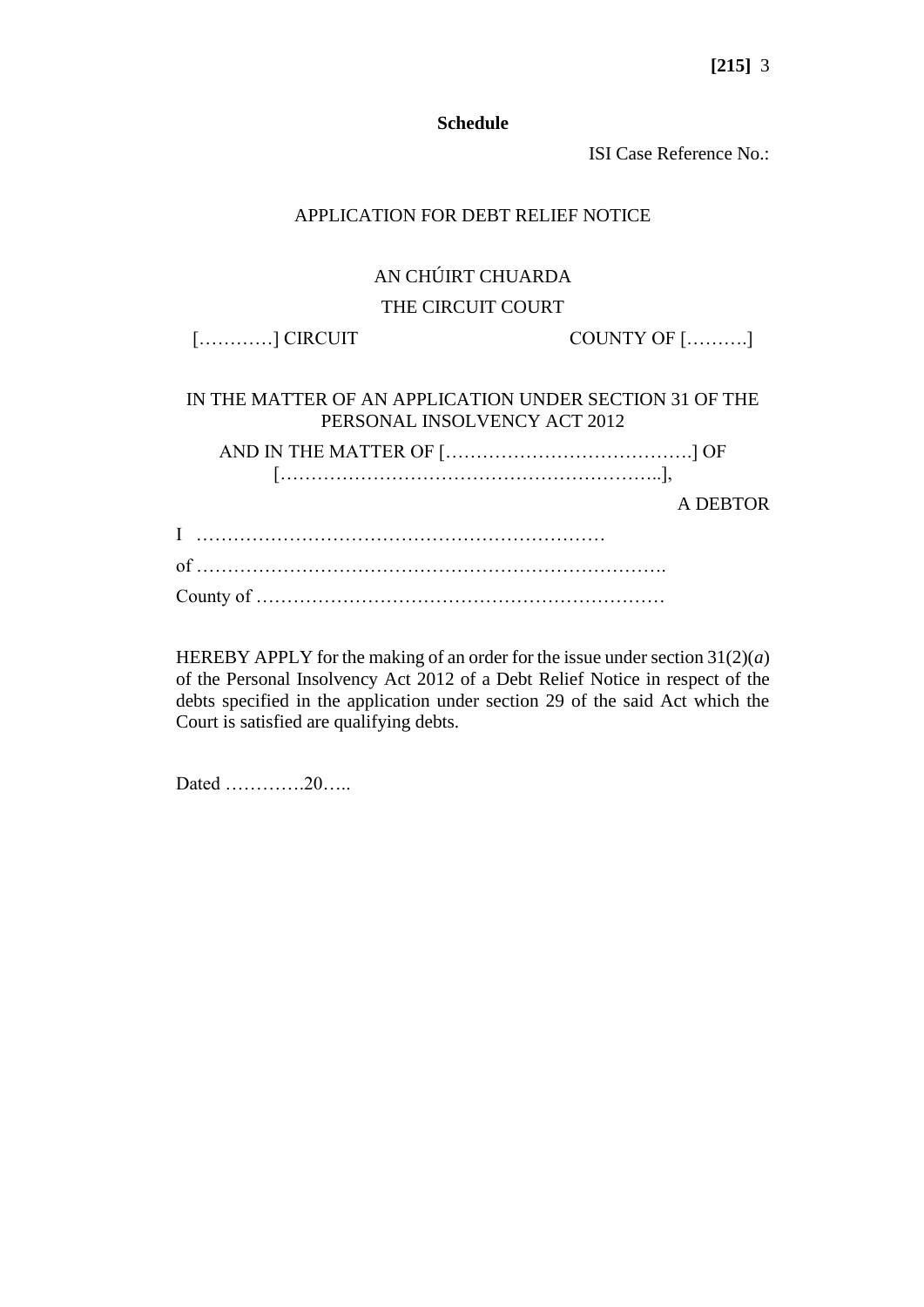**Schedule**

ISI Case Reference No.:

APPLICATION FOR DEBT RELIEF NOTICE

AN CHÚIRT CHUARDA

THE CIRCUIT COURT

[…………] CIRCUIT COUNTY OF [……….]

IN THE MATTER OF AN APPLICATION UNDER SECTION 31 OF THE PERSONAL INSOLVENCY ACT 2012

AND IN THE MATTER OF […………………………………] OF […………………………………………………..],

A DEBTOR

I …………………………………………………………

of ………………………………………………………………….

County of …………………………………………………………

HEREBY APPLY for the making of an order for the issue under section 31(2)(*a*) of the Personal Insolvency Act 2012 of a Debt Relief Notice in respect of the debts specified in the application under section 29 of the said Act which the Court is satisfied are qualifying debts.

Dated ………….20…..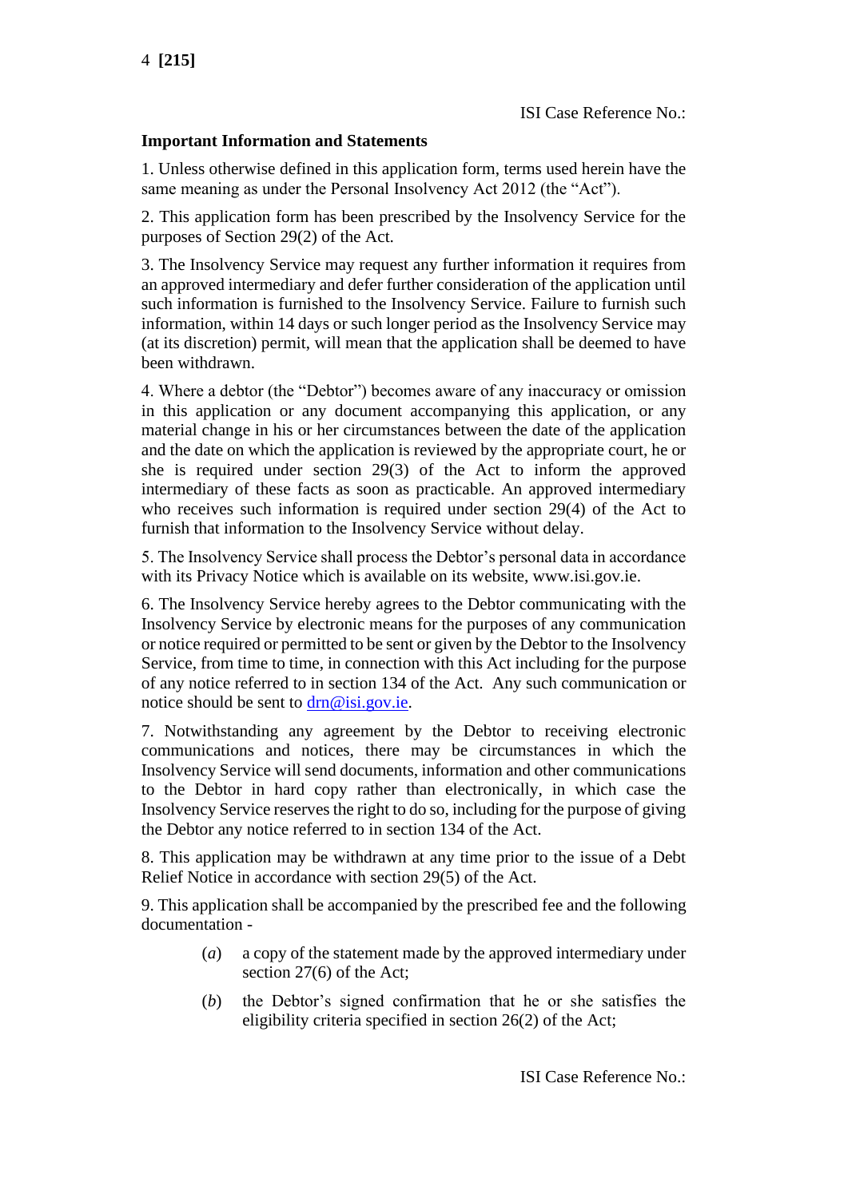ISI Case Reference No.:

**Important Information and Statements**

1. Unless otherwise defined in this application form, terms used herein have the same meaning as under the Personal Insolvency Act 2012 (the "Act").

2. This application form has been prescribed by the Insolvency Service for the purposes of Section 29(2) of the Act.

3. The Insolvency Service may request any further information it requires from an approved intermediary and defer further consideration of the application until such information is furnished to the Insolvency Service. Failure to furnish such information, within 14 days or such longer period as the Insolvency Service may (at its discretion) permit, will mean that the application shall be deemed to have been withdrawn.

4. Where a debtor (the "Debtor") becomes aware of any inaccuracy or omission in this application or any document accompanying this application, or any material change in his or her circumstances between the date of the application and the date on which the application is reviewed by the appropriate court, he or she is required under section 29(3) of the Act to inform the approved intermediary of these facts as soon as practicable. An approved intermediary who receives such information is required under section 29(4) of the Act to furnish that information to the Insolvency Service without delay.

5. The Insolvency Service shall process the Debtor's personal data in accordance with its Privacy Notice which is available on its website, www.isi.gov.ie.

6. The Insolvency Service hereby agrees to the Debtor communicating with the Insolvency Service by electronic means for the purposes of any communication or notice required or permitted to be sent or given by the Debtor to the Insolvency Service, from time to time, in connection with this Act including for the purpose of any notice referred to in section 134 of the Act. Any such communication or notice should be sent to drn@isi.gov.ie.

7. Notwithstanding any agreement by the Debtor to receiving electronic communications and notices, there may be circumstances in which the Insolvency Service will send documents, information and other communications to the Debtor in hard copy rather than electronically, in which case the Insolvency Service reserves the right to do so, including for the purpose of giving the Debtor any notice referred to in section 134 of the Act.

8. This application may be withdrawn at any time prior to the issue of a Debt Relief Notice in accordance with section 29(5) of the Act.

9. This application shall be accompanied by the prescribed fee and the following documentation -

(*a*) a copy of the statement made by the approved intermediary under section 27(6) of the Act;

(*b*) the Debtor's signed confirmation that he or she satisfies the eligibility criteria specified in section 26(2) of the Act;

ISI Case Reference No.: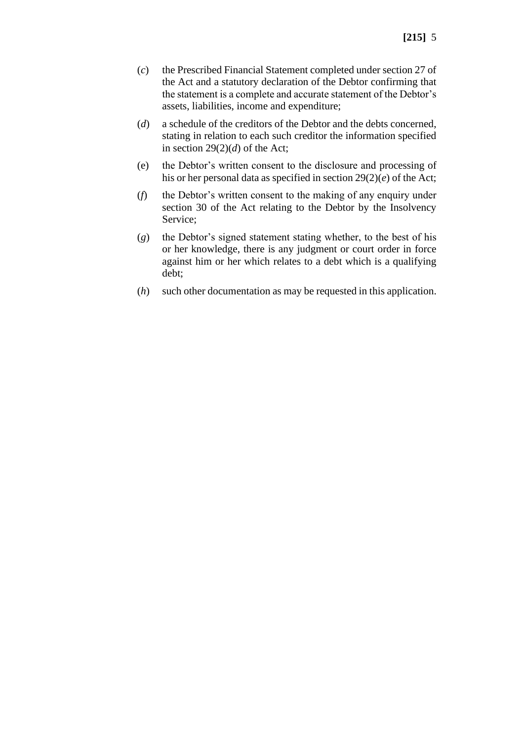(*c*) the Prescribed Financial Statement completed under section 27 of the Act and a statutory declaration of the Debtor confirming that the statement is a complete and accurate statement of the Debtor's assets, liabilities, income and expenditure;

(*d*) a schedule of the creditors of the Debtor and the debts concerned, stating in relation to each such creditor the information specified in section 29(2)(*d*) of the Act;

(e) the Debtor's written consent to the disclosure and processing of his or her personal data as specified in section 29(2)(*e*) of the Act;

(*f*) the Debtor's written consent to the making of any enquiry under section 30 of the Act relating to the Debtor by the Insolvency Service;

(*g*) the Debtor's signed statement stating whether, to the best of his or her knowledge, there is any judgment or court order in force against him or her which relates to a debt which is a qualifying debt;

(*h*) such other documentation as may be requested in this application.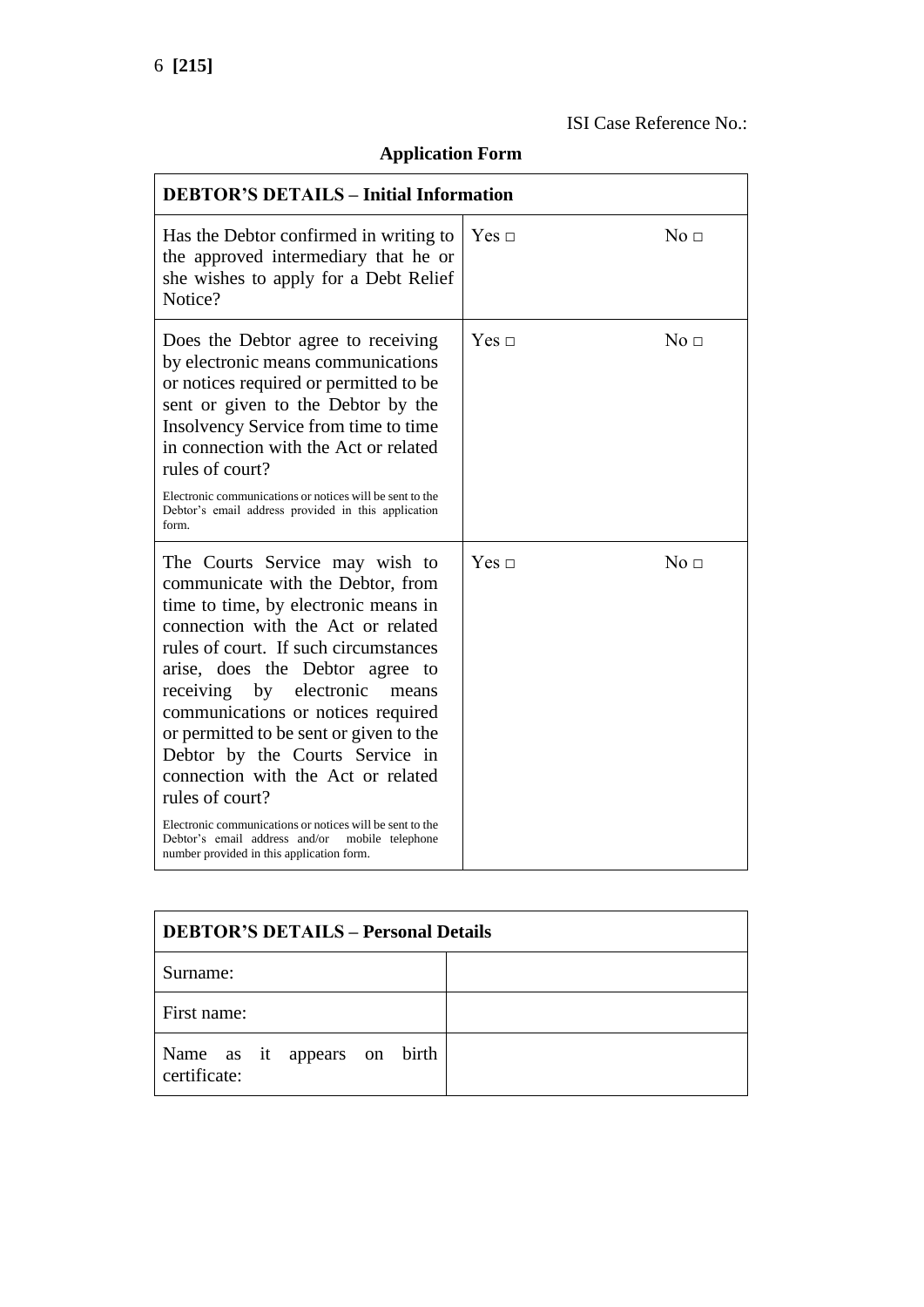ISI Case Reference No.:

**Application Form**

| **DEBTOR'S DETAILS – Initial Information** | | |
|---|---|---|
| Has the Debtor confirmed in writing to the approved intermediary that he or she wishes to apply for a Debt Relief Notice? | Yes □ | No □ |
| Does the Debtor agree to receiving by electronic means communications or notices required or permitted to be sent or given to the Debtor by the Insolvency Service from time to time in connection with the Act or related rules of court?<br><br>Electronic communications or notices will be sent to the Debtor's email address provided in this application form. | Yes □ | No □ |
| The Courts Service may wish to communicate with the Debtor, from time to time, by electronic means in connection with the Act or related rules of court. If such circumstances arise, does the Debtor agree to receiving by electronic means communications or notices required or permitted to be sent or given to the Debtor by the Courts Service in connection with the Act or related rules of court?<br><br>Electronic communications or notices will be sent to the Debtor's email address and/or mobile telephone number provided in this application form. | Yes □ | No □ |

| **DEBTOR'S DETAILS – Personal Details** | |
|---|---|
| Surname: | |
| First name: | |
| Name as it appears on birth certificate: | |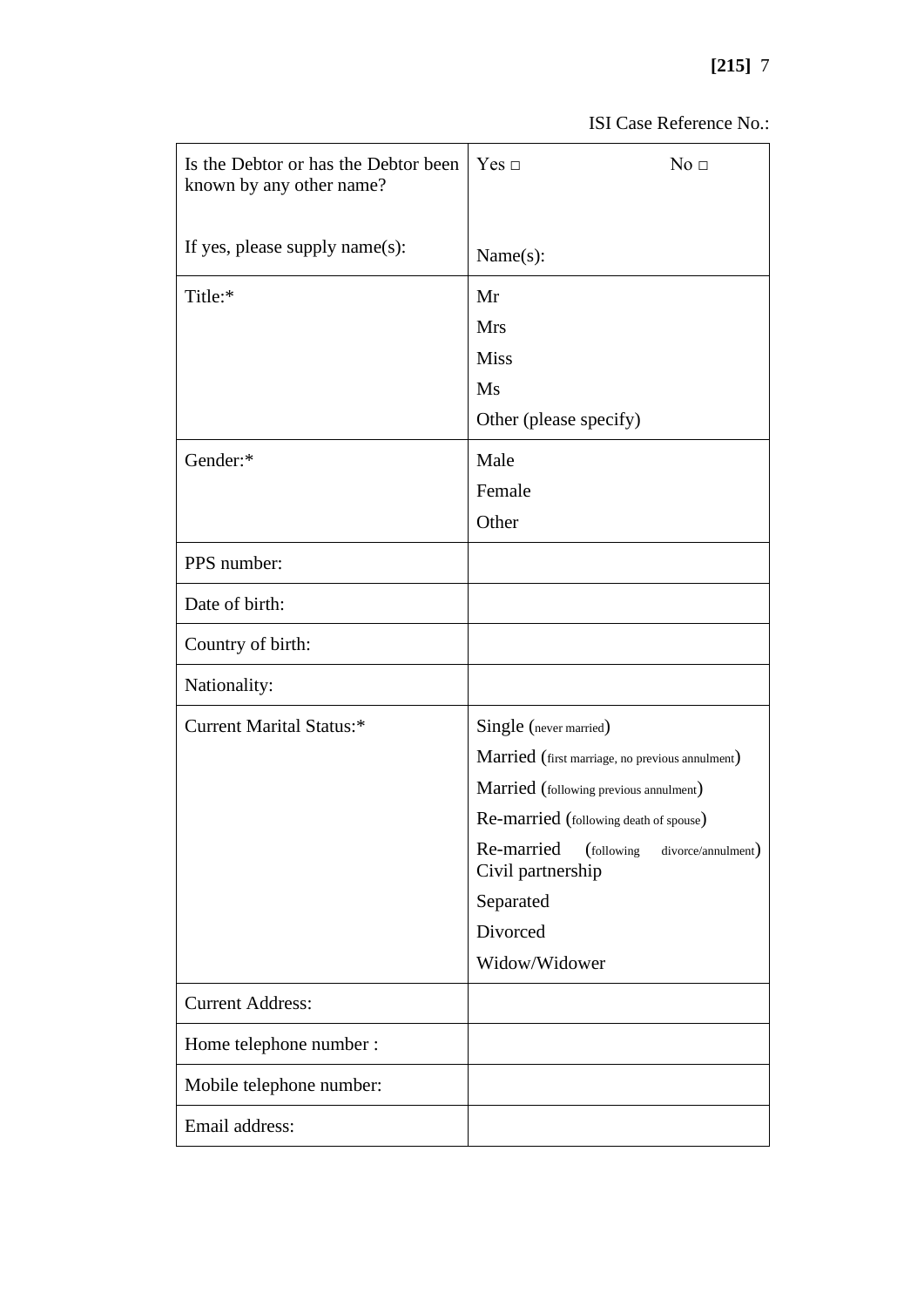ISI Case Reference No.:

| | |
|---|---|
| Is the Debtor or has the Debtor been known by any other name?<br><br>If yes, please supply name(s): | Yes □ No □<br><br>Name(s): |
| Title:* | Mr<br>Mrs<br>Miss<br>Ms<br>Other (please specify) |
| Gender:* | Male<br>Female<br>Other |
| PPS number: | |
| Date of birth: | |
| Country of birth: | |
| Nationality: | |
| Current Marital Status:* | Single (never married)<br>Married (first marriage, no previous annulment)<br>Married (following previous annulment)<br>Re-married (following death of spouse)<br>Re-married (following divorce/annulment)<br>Civil partnership<br>Separated<br>Divorced<br>Widow/Widower |
| Current Address: | |
| Home telephone number : | |
| Mobile telephone number: | |
| Email address: | |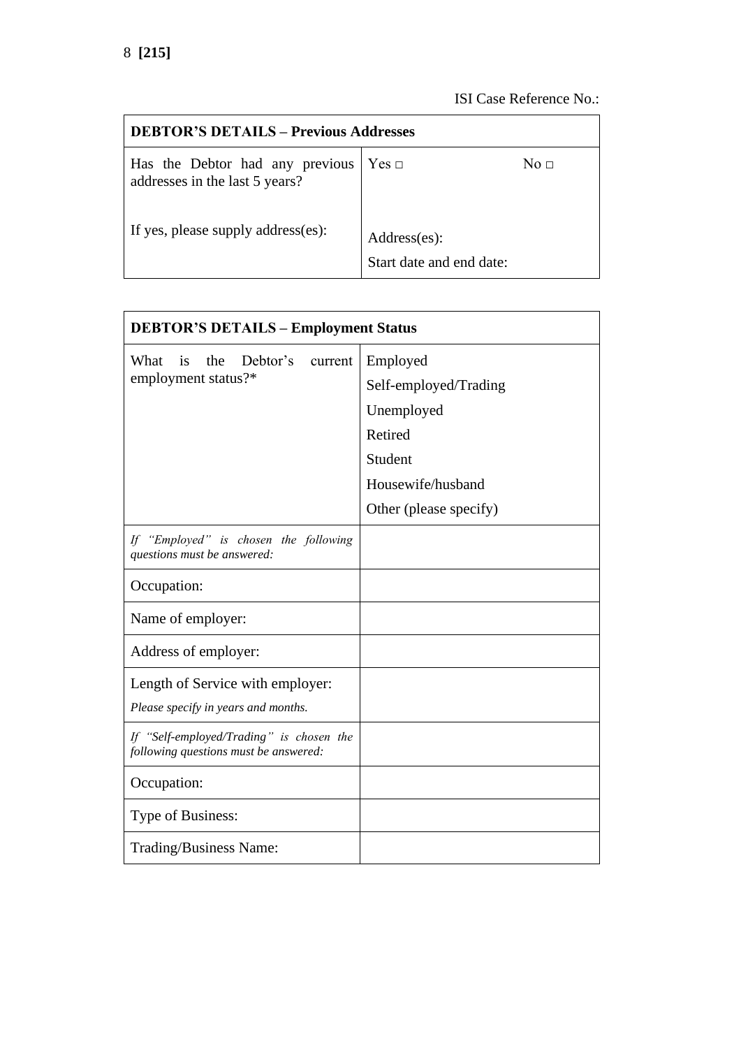ISI Case Reference No.:

| **DEBTOR'S DETAILS – Previous Addresses** | |
|---|---|
| Has the Debtor had any previous addresses in the last 5 years? | Yes □ No □ |
| If yes, please supply address(es): | Address(es):<br>Start date and end date: |

| **DEBTOR'S DETAILS – Employment Status** | |
|---|---|
| What is the Debtor's current employment status?* | Employed<br>Self-employed/Trading<br>Unemployed<br>Retired<br>Student<br>Housewife/husband<br>Other (please specify) |
| *If "Employed" is chosen the following questions must be answered:* | |
| Occupation: | |
| Name of employer: | |
| Address of employer: | |
| Length of Service with employer:<br>*Please specify in years and months.* | |
| *If "Self-employed/Trading" is chosen the following questions must be answered:* | |
| Occupation: | |
| Type of Business: | |
| Trading/Business Name: | |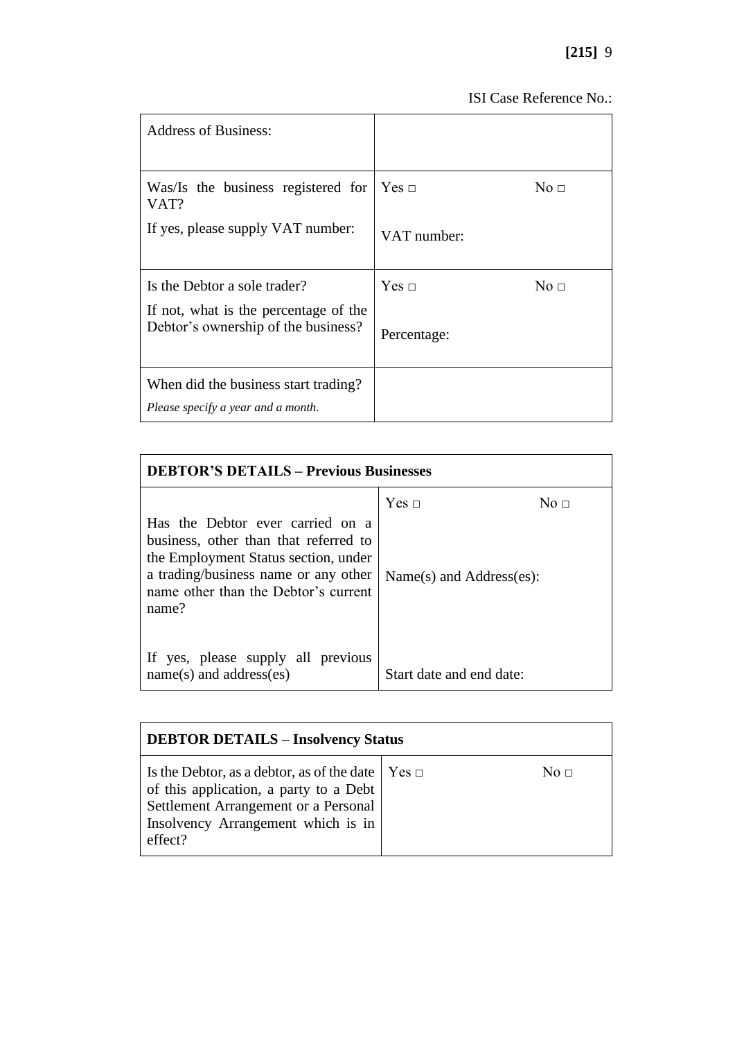ISI Case Reference No.:

| Address of Business: | | |
| --- | --- | --- |
| Was/Is the business registered for VAT?<br>If yes, please supply VAT number: | Yes □<br>VAT number: | No □ |
| Is the Debtor a sole trader?<br>If not, what is the percentage of the Debtor's ownership of the business? | Yes □<br>Percentage: | No □ |
| When did the business start trading?<br>*Please specify a year and a month.* | | |

| **DEBTOR'S DETAILS – Previous Businesses** | | |
| --- | --- | --- |
| Has the Debtor ever carried on a business, other than that referred to the Employment Status section, under a trading/business name or any other name other than the Debtor's current name?<br>If yes, please supply all previous name(s) and address(es) | Yes □<br>Name(s) and Address(es):<br>Start date and end date: | No □ |

| **DEBTOR DETAILS – Insolvency Status** | | |
| --- | --- | --- |
| Is the Debtor, as a debtor, as of the date of this application, a party to a Debt Settlement Arrangement or a Personal Insolvency Arrangement which is in effect? | Yes □ | No □ |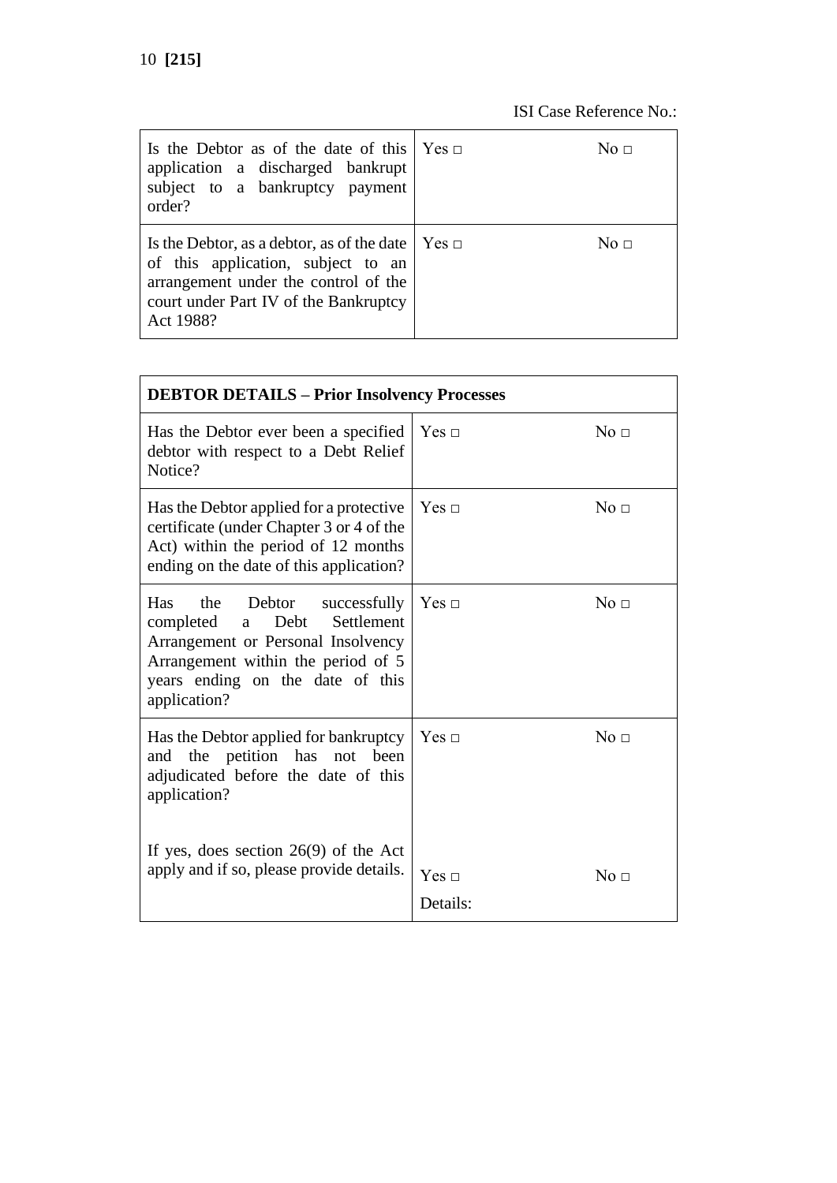ISI Case Reference No.:

| | | |
|---|---|---|
| Is the Debtor as of the date of this application a discharged bankrupt subject to a bankruptcy payment order? | Yes □ | No □ |
| Is the Debtor, as a debtor, as of the date of this application, subject to an arrangement under the control of the court under Part IV of the Bankruptcy Act 1988? | Yes □ | No □ |

| **DEBTOR DETAILS – Prior Insolvency Processes** | | |
|---|---|---|
| Has the Debtor ever been a specified debtor with respect to a Debt Relief Notice? | Yes □ | No □ |
| Has the Debtor applied for a protective certificate (under Chapter 3 or 4 of the Act) within the period of 12 months ending on the date of this application? | Yes □ | No □ |
| Has the Debtor successfully completed a Debt Settlement Arrangement or Personal Insolvency Arrangement within the period of 5 years ending on the date of this application? | Yes □ | No □ |
| Has the Debtor applied for bankruptcy and the petition has not been adjudicated before the date of this application? | Yes □ | No □ |
| If yes, does section 26(9) of the Act apply and if so, please provide details. | Yes □<br>Details: | No □ |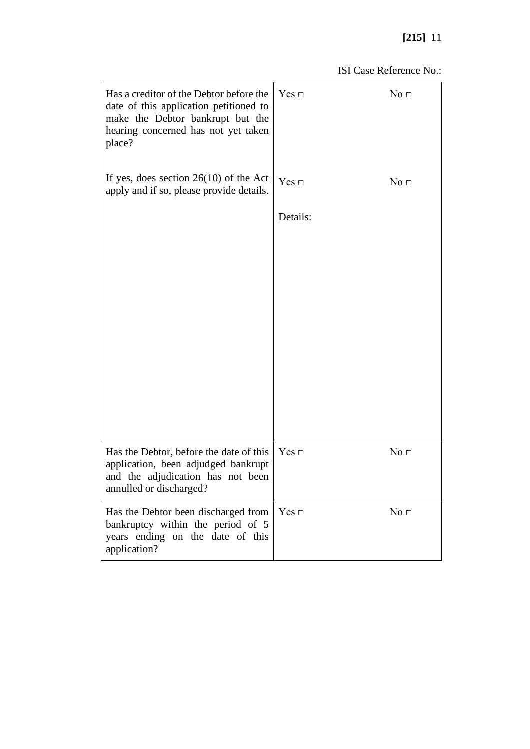ISI Case Reference No.:

| | | |
|---|---|---|
| Has a creditor of the Debtor before the date of this application petitioned to make the Debtor bankrupt but the hearing concerned has not yet taken place? | Yes □ | No □ |
| If yes, does section 26(10) of the Act apply and if so, please provide details. | Yes □<br><br>Details: | No □ |
| Has the Debtor, before the date of this application, been adjudged bankrupt and the adjudication has not been annulled or discharged? | Yes □ | No □ |
| Has the Debtor been discharged from bankruptcy within the period of 5 years ending on the date of this application? | Yes □ | No □ |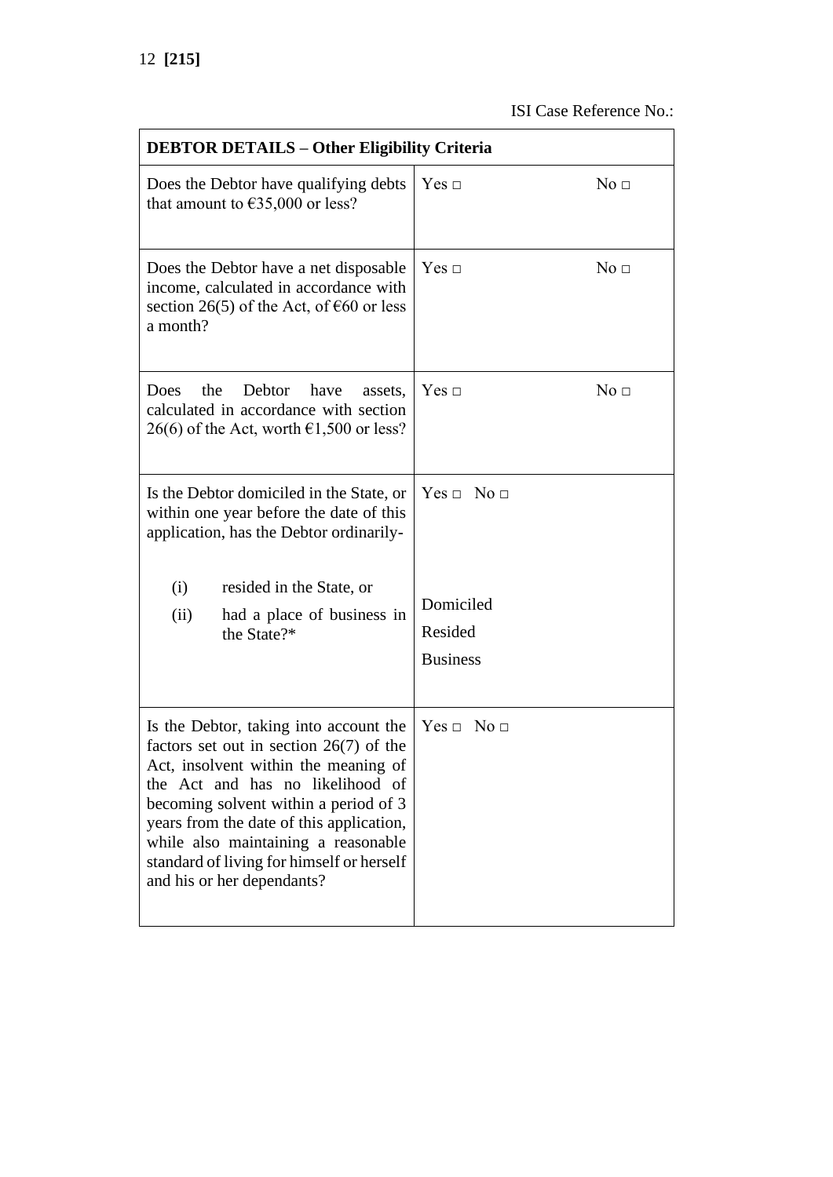ISI Case Reference No.:

| DEBTOR DETAILS – Other Eligibility Criteria | | |
|---|---|---|
| Does the Debtor have qualifying debts that amount to €35,000 or less? | Yes □ | No □ |
| Does the Debtor have a net disposable income, calculated in accordance with section 26(5) of the Act, of €60 or less a month? | Yes □ | No □ |
| Does the Debtor have assets, calculated in accordance with section 26(6) of the Act, worth €1,500 or less? | Yes □ | No □ |
| Is the Debtor domiciled in the State, or within one year before the date of this application, has the Debtor ordinarily-<br><br>(i) resided in the State, or<br>(ii) had a place of business in the State?* | Yes □ No □<br><br>Domiciled<br>Resided<br>Business | |
| Is the Debtor, taking into account the factors set out in section 26(7) of the Act, insolvent within the meaning of the Act and has no likelihood of becoming solvent within a period of 3 years from the date of this application, while also maintaining a reasonable standard of living for himself or herself and his or her dependants? | Yes □ No □ | |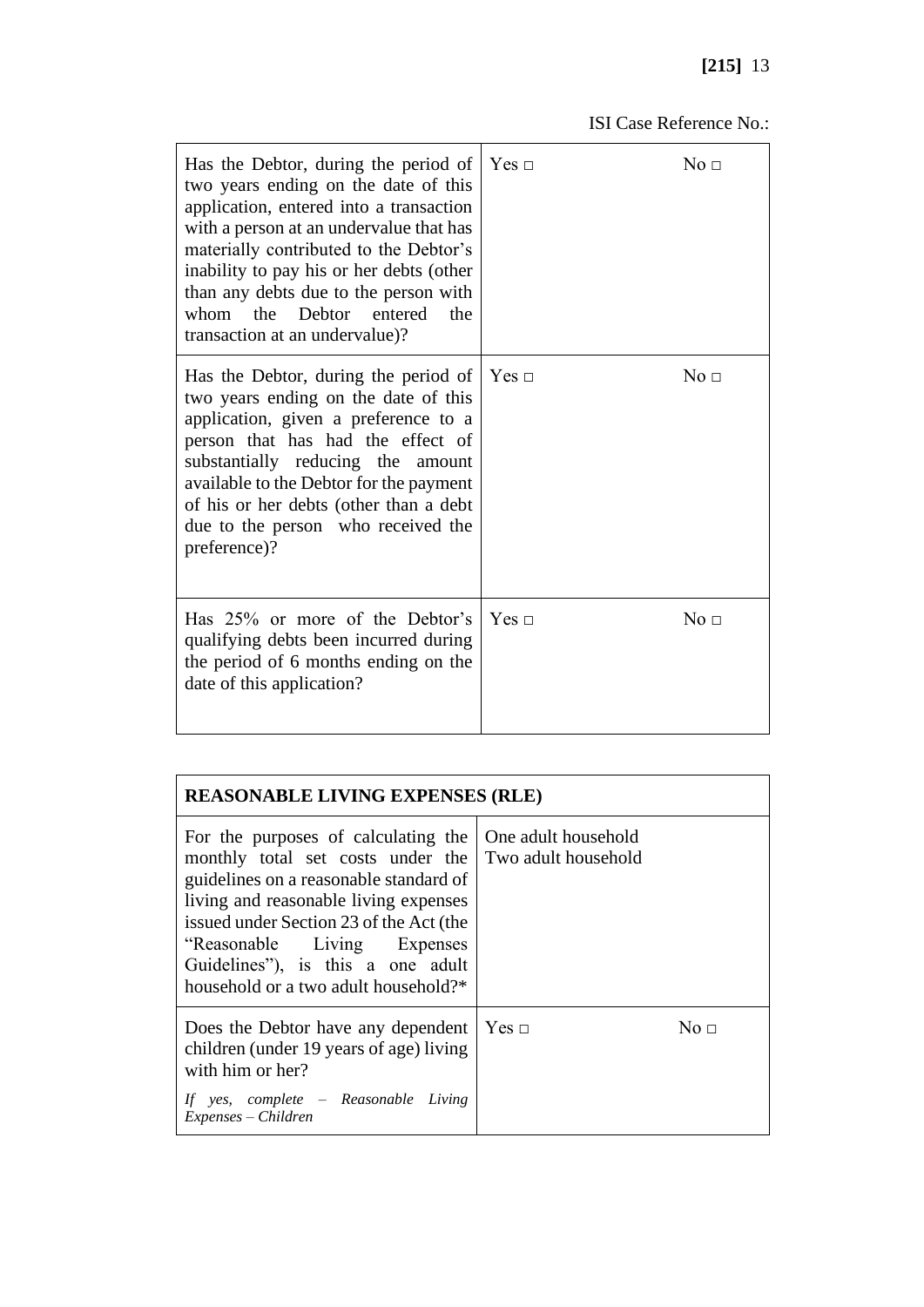ISI Case Reference No.:

| | | |
|---|---|---|
| Has the Debtor, during the period of two years ending on the date of this application, entered into a transaction with a person at an undervalue that has materially contributed to the Debtor's inability to pay his or her debts (other than any debts due to the person with whom the Debtor entered the transaction at an undervalue)? | Yes □ | No □ |
| Has the Debtor, during the period of two years ending on the date of this application, given a preference to a person that has had the effect of substantially reducing the amount available to the Debtor for the payment of his or her debts (other than a debt due to the person who received the preference)? | Yes □ | No □ |
| Has 25% or more of the Debtor's qualifying debts been incurred during the period of 6 months ending on the date of this application? | Yes □ | No □ |

| **REASONABLE LIVING EXPENSES (RLE)** | | |
|---|---|---|
| For the purposes of calculating the monthly total set costs under the guidelines on a reasonable standard of living and reasonable living expenses issued under Section 23 of the Act (the "Reasonable Living Expenses Guidelines"), is this a one adult household or a two adult household?* | One adult household<br>Two adult household | |
| Does the Debtor have any dependent children (under 19 years of age) living with him or her?<br><br>*If yes, complete – Reasonable Living Expenses – Children* | Yes □ | No □ |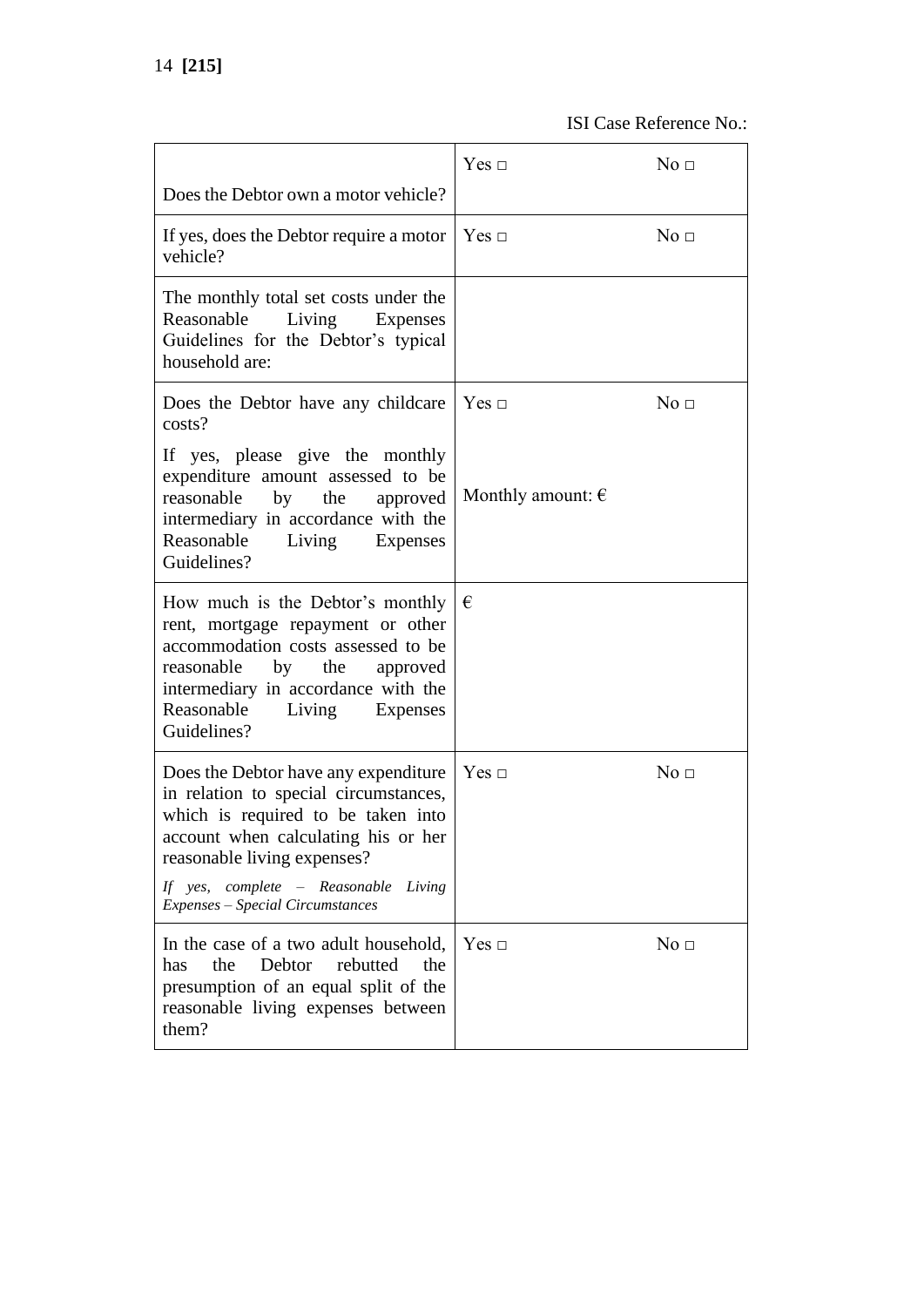ISI Case Reference No.:

| | | |
|---|---|---|
| Does the Debtor own a motor vehicle? | Yes □ | No □ |
| If yes, does the Debtor require a motor vehicle? | Yes □ | No □ |
| The monthly total set costs under the Reasonable Living Expenses Guidelines for the Debtor's typical household are: | | |
| Does the Debtor have any childcare costs?<br><br>If yes, please give the monthly expenditure amount assessed to be reasonable by the approved intermediary in accordance with the Reasonable Living Expenses Guidelines? | Yes □<br><br>Monthly amount: € | No □ |
| How much is the Debtor's monthly rent, mortgage repayment or other accommodation costs assessed to be reasonable by the approved intermediary in accordance with the Reasonable Living Expenses Guidelines? | € | |
| Does the Debtor have any expenditure in relation to special circumstances, which is required to be taken into account when calculating his or her reasonable living expenses?<br><br>*If yes, complete – Reasonable Living Expenses – Special Circumstances* | Yes □ | No □ |
| In the case of a two adult household, has the Debtor rebutted the presumption of an equal split of the reasonable living expenses between them? | Yes □ | No □ |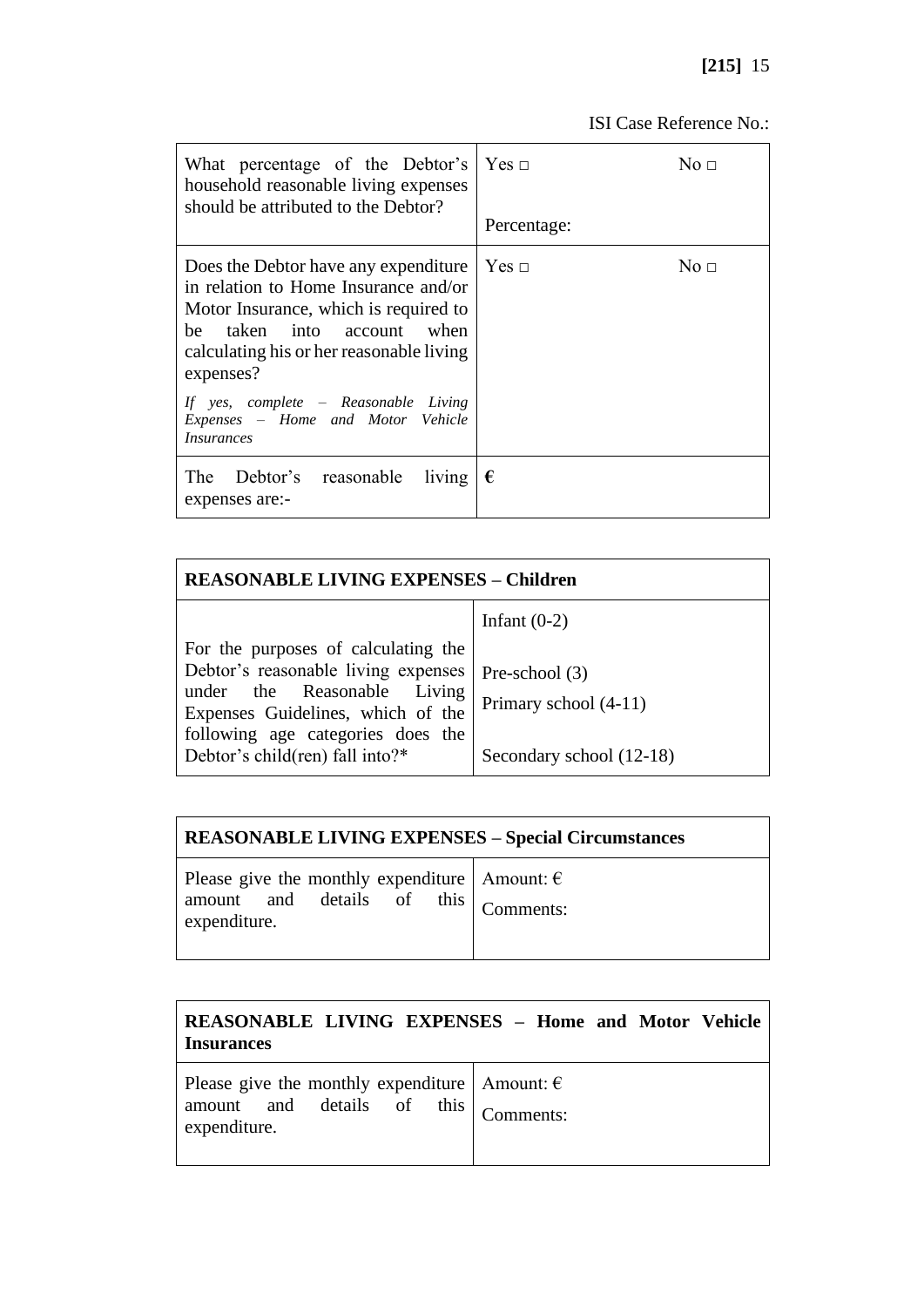ISI Case Reference No.:

| What percentage of the Debtor's household reasonable living expenses should be attributed to the Debtor? | Yes □ No □<br><br>Percentage: |
|---|---|
| Does the Debtor have any expenditure in relation to Home Insurance and/or Motor Insurance, which is required to be taken into account when calculating his or her reasonable living expenses?<br><br>*If yes, complete – Reasonable Living Expenses – Home and Motor Vehicle Insurances* | Yes □ No □ |
| The Debtor's reasonable living expenses are:- | € |

| **REASONABLE LIVING EXPENSES – Children** | |
|---|---|
| For the purposes of calculating the Debtor's reasonable living expenses under the Reasonable Living Expenses Guidelines, which of the following age categories does the Debtor's child(ren) fall into?* | Infant (0-2)<br><br>Pre-school (3)<br><br>Primary school (4-11)<br><br>Secondary school (12-18) |

| **REASONABLE LIVING EXPENSES – Special Circumstances** | |
|---|---|
| Please give the monthly expenditure amount and details of this expenditure. | Amount: €<br>Comments: |

| **REASONABLE LIVING EXPENSES – Home and Motor Vehicle Insurances** | |
|---|---|
| Please give the monthly expenditure amount and details of this expenditure. | Amount: €<br>Comments: |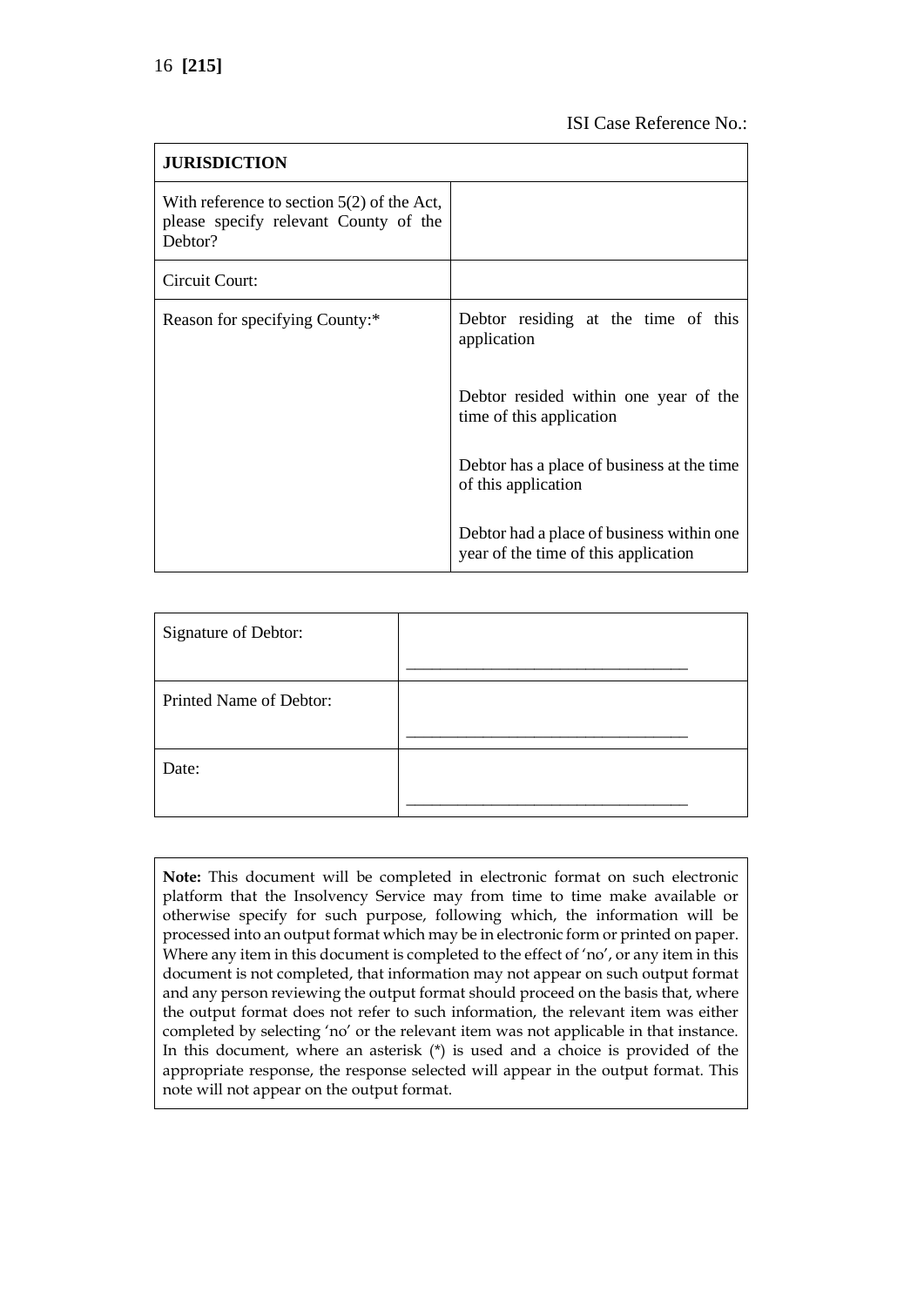ISI Case Reference No.:

| **JURISDICTION** | |
|---|---|
| With reference to section 5(2) of the Act, please specify relevant County of the Debtor? | |
| Circuit Court: | |
| Reason for specifying County:* | Debtor residing at the time of this application<br><br>Debtor resided within one year of the time of this application<br><br>Debtor has a place of business at the time of this application<br><br>Debtor had a place of business within one year of the time of this application |

| | |
|---|---|
| Signature of Debtor: | ________________________________ |
| Printed Name of Debtor: | ________________________________ |
| Date: | ________________________________ |

**Note:** This document will be completed in electronic format on such electronic platform that the Insolvency Service may from time to time make available or otherwise specify for such purpose, following which, the information will be processed into an output format which may be in electronic form or printed on paper. Where any item in this document is completed to the effect of 'no', or any item in this document is not completed, that information may not appear on such output format and any person reviewing the output format should proceed on the basis that, where the output format does not refer to such information, the relevant item was either completed by selecting 'no' or the relevant item was not applicable in that instance. In this document, where an asterisk (*) is used and a choice is provided of the appropriate response, the response selected will appear in the output format. This note will not appear on the output format.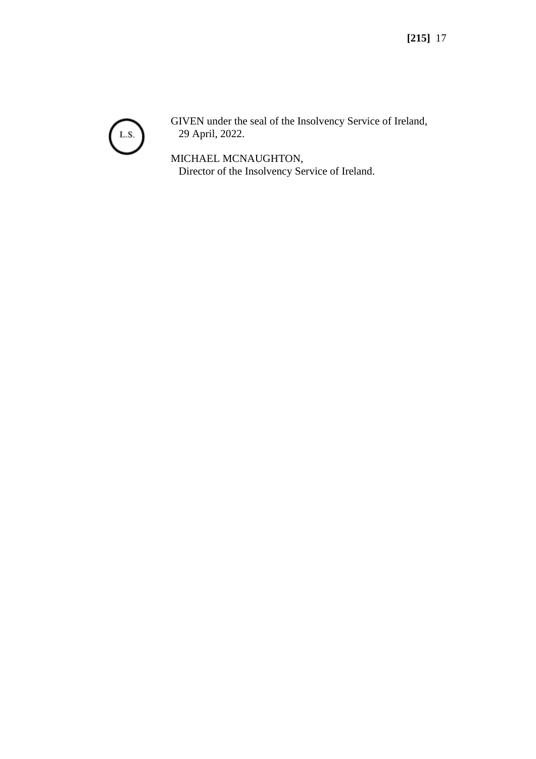L.S.

GIVEN under the seal of the Insolvency Service of Ireland,
29 April, 2022.

MICHAEL MCNAUGHTON,
Director of the Insolvency Service of Ireland.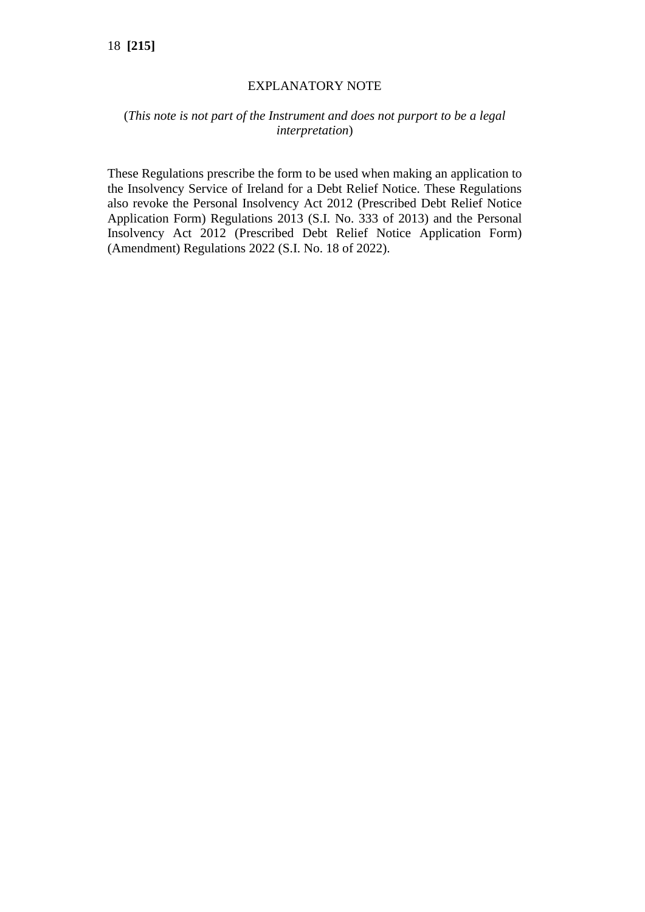## EXPLANATORY NOTE

(*This note is not part of the Instrument and does not purport to be a legal interpretation*)

These Regulations prescribe the form to be used when making an application to the Insolvency Service of Ireland for a Debt Relief Notice. These Regulations also revoke the Personal Insolvency Act 2012 (Prescribed Debt Relief Notice Application Form) Regulations 2013 (S.I. No. 333 of 2013) and the Personal Insolvency Act 2012 (Prescribed Debt Relief Notice Application Form) (Amendment) Regulations 2022 (S.I. No. 18 of 2022).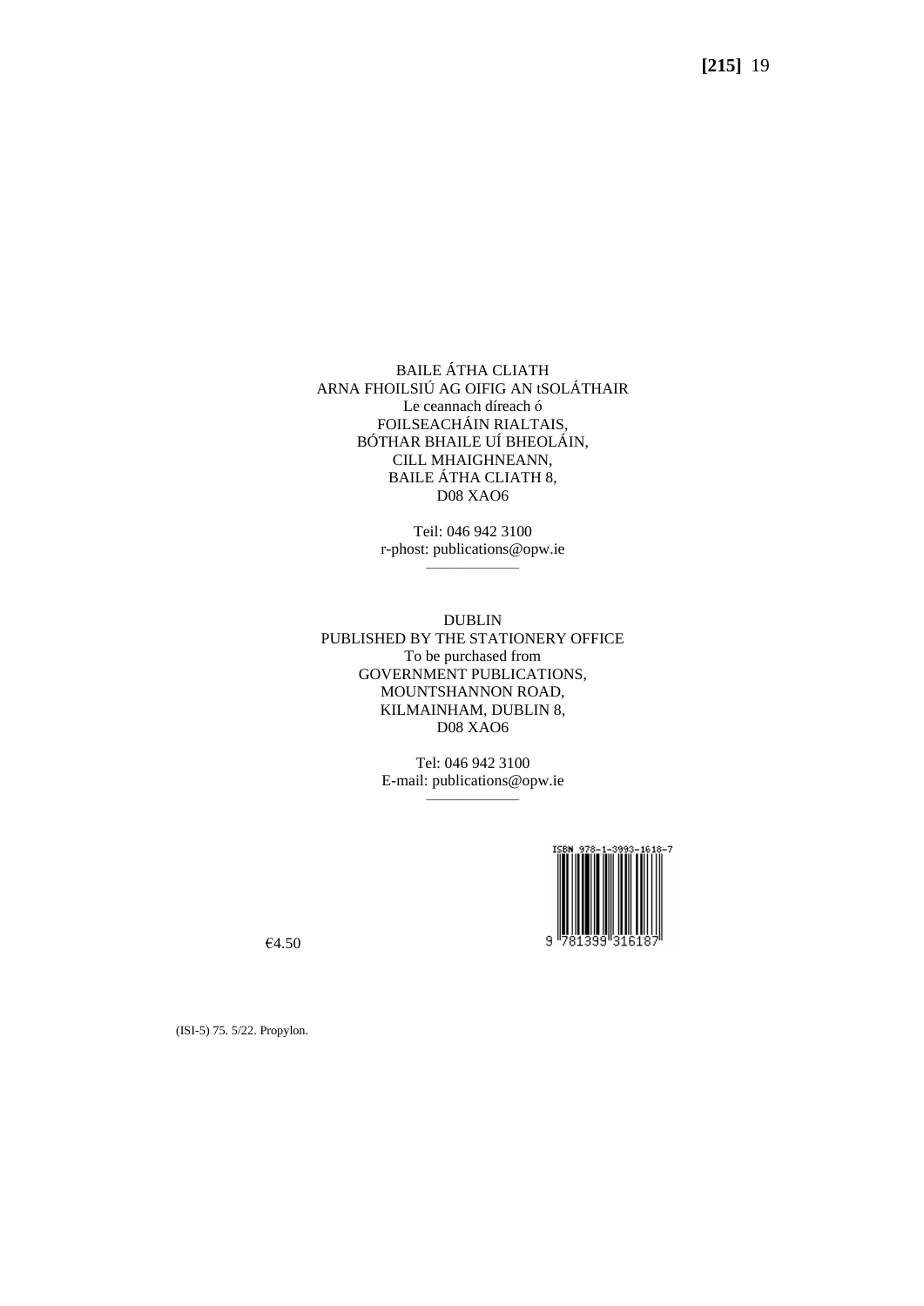BAILE ÁTHA CLIATH
ARNA FHOILSIÚ AG OIFIG AN tSOLÁTHAIR
Le ceannach díreach ó
FOILSEACHÁIN RIALTAIS,
BÓTHAR BHAILE UÍ BHEOLÁIN,
CILL MHAIGHNEANN,
BAILE ÁTHA CLIATH 8,
D08 XAO6

Teil: 046 942 3100
r-phost: publications@opw.ie

---

DUBLIN
PUBLISHED BY THE STATIONERY OFFICE
To be purchased from
GOVERNMENT PUBLICATIONS,
MOUNTSHANNON ROAD,
KILMAINHAM, DUBLIN 8,
D08 XAO6

Tel: 046 942 3100
E-mail: publications@opw.ie

---

ISBN 978-1-3993-1618-7

9 781399 316187

€4.50

(ISI-5) 75. 5/22. Propylon.